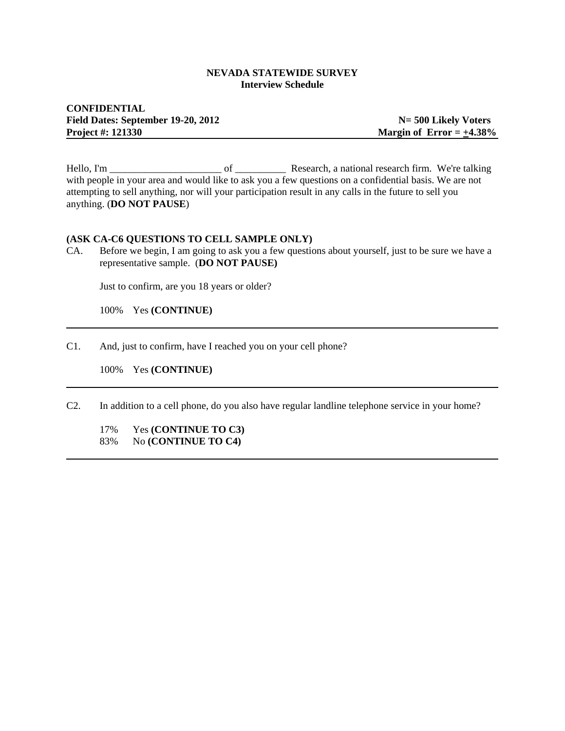**NEVADA STATEWIDE SURVEY**
**Interview Schedule**

**CONFIDENTIAL**
**Field Dates: September 19-20, 2012** **N= 500 Likely Voters**
**Project #: 121330** **Margin of Error = ±4.38%**

Hello, I'm ______________________ of __________ Research, a national research firm. We're talking with people in your area and would like to ask you a few questions on a confidential basis. We are not attempting to sell anything, nor will your participation result in any calls in the future to sell you anything. (**DO NOT PAUSE**)

**(ASK CA-C6 QUESTIONS TO CELL SAMPLE ONLY)**

CA. Before we begin, I am going to ask you a few questions about yourself, just to be sure we have a representative sample. (**DO NOT PAUSE)**

Just to confirm, are you 18 years or older?

100% Yes **(CONTINUE)**

---

C1. And, just to confirm, have I reached you on your cell phone?

100% Yes **(CONTINUE)**

---

C2. In addition to a cell phone, do you also have regular landline telephone service in your home?

17% Yes **(CONTINUE TO C3)**
83% No **(CONTINUE TO C4)**

---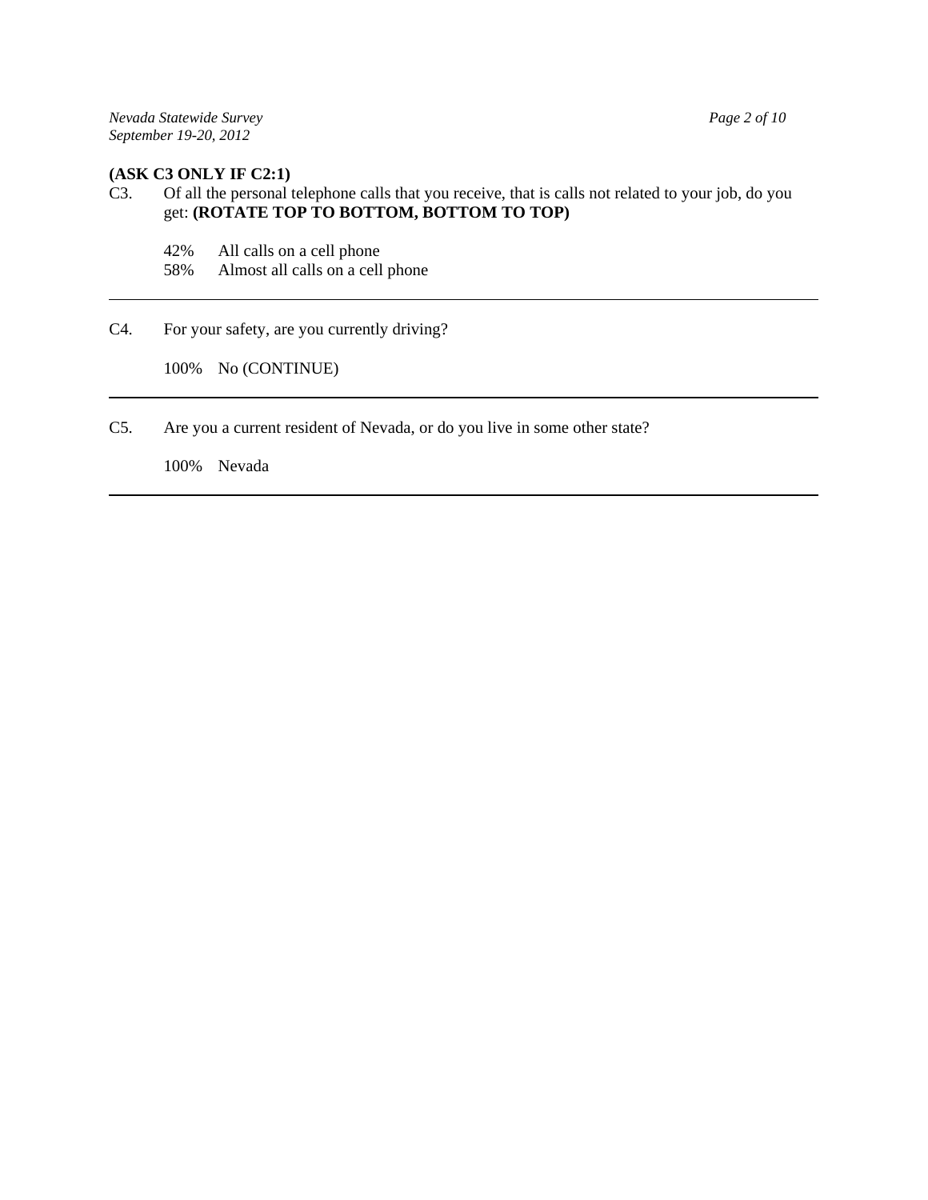**(ASK C3 ONLY IF C2:1)**

C3. Of all the personal telephone calls that you receive, that is calls not related to your job, do you get: **(ROTATE TOP TO BOTTOM, BOTTOM TO TOP)**

42% All calls on a cell phone
58% Almost all calls on a cell phone

---

C4. For your safety, are you currently driving?

100% No (CONTINUE)

---

C5. Are you a current resident of Nevada, or do you live in some other state?

100% Nevada

---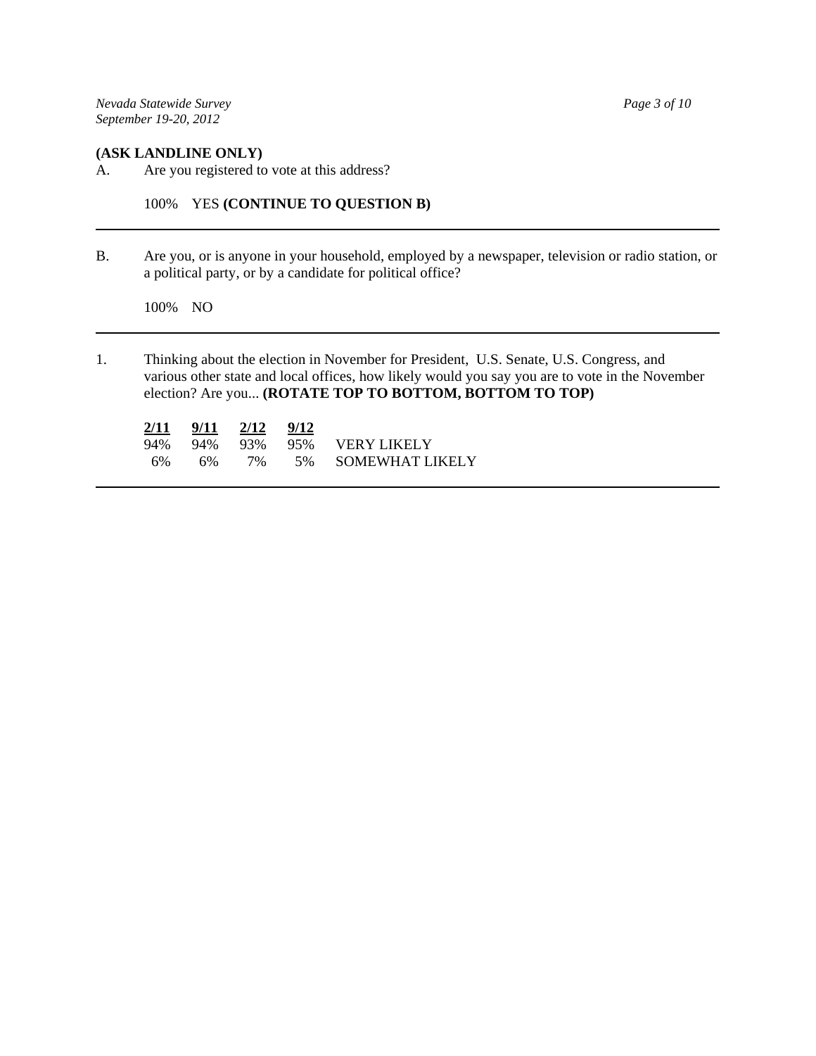**(ASK LANDLINE ONLY)**

A. Are you registered to vote at this address?

100% YES **(CONTINUE TO QUESTION B)**

---

B. Are you, or is anyone in your household, employed by a newspaper, television or radio station, or a political party, or by a candidate for political office?

100% NO

---

1. Thinking about the election in November for President, U.S. Senate, U.S. Congress, and various other state and local offices, how likely would you say you are to vote in the November election? Are you... **(ROTATE TOP TO BOTTOM, BOTTOM TO TOP)**

| 2/11 | 9/11 | 2/12 | 9/12 | |
|---|---|---|---|---|
| 94% | 94% | 93% | 95% | VERY LIKELY |
| 6% | 6% | 7% | 5% | SOMEWHAT LIKELY |

---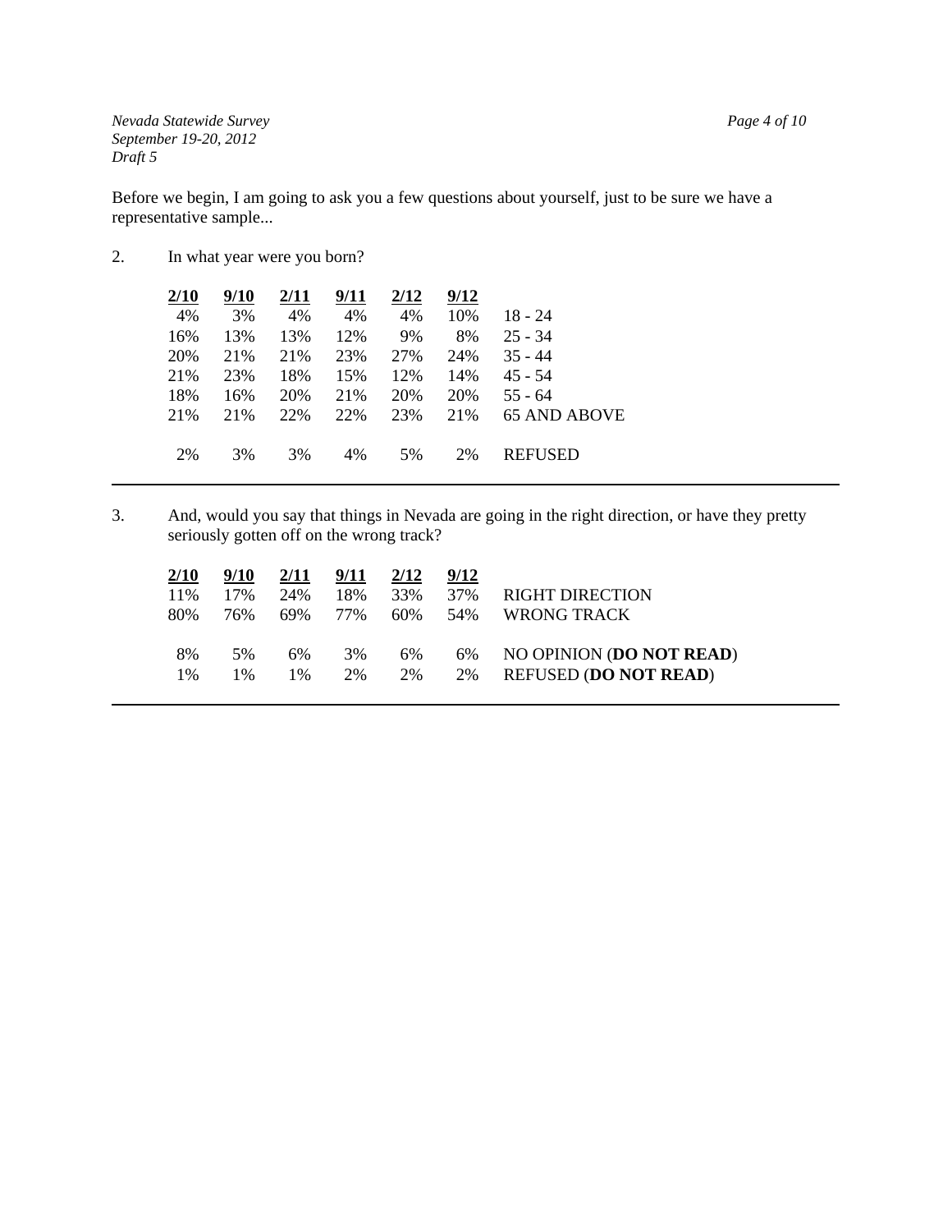Before we begin, I am going to ask you a few questions about yourself, just to be sure we have a representative sample...

2. In what year were you born?

| 2/10 | 9/10 | 2/11 | 9/11 | 2/12 | 9/12 | |
|---|---|---|---|---|---|---|
| 4% | 3% | 4% | 4% | 4% | 10% | 18 - 24 |
| 16% | 13% | 13% | 12% | 9% | 8% | 25 - 34 |
| 20% | 21% | 21% | 23% | 27% | 24% | 35 - 44 |
| 21% | 23% | 18% | 15% | 12% | 14% | 45 - 54 |
| 18% | 16% | 20% | 21% | 20% | 20% | 55 - 64 |
| 21% | 21% | 22% | 22% | 23% | 21% | 65 AND ABOVE |
| 2% | 3% | 3% | 4% | 5% | 2% | REFUSED |

---

3. And, would you say that things in Nevada are going in the right direction, or have they pretty seriously gotten off on the wrong track?

| 2/10 | 9/10 | 2/11 | 9/11 | 2/12 | 9/12 | |
|---|---|---|---|---|---|---|
| 11% | 17% | 24% | 18% | 33% | 37% | RIGHT DIRECTION |
| 80% | 76% | 69% | 77% | 60% | 54% | WRONG TRACK |
| 8% | 5% | 6% | 3% | 6% | 6% | NO OPINION (**DO NOT READ**) |
| 1% | 1% | 1% | 2% | 2% | 2% | REFUSED (**DO NOT READ**) |

---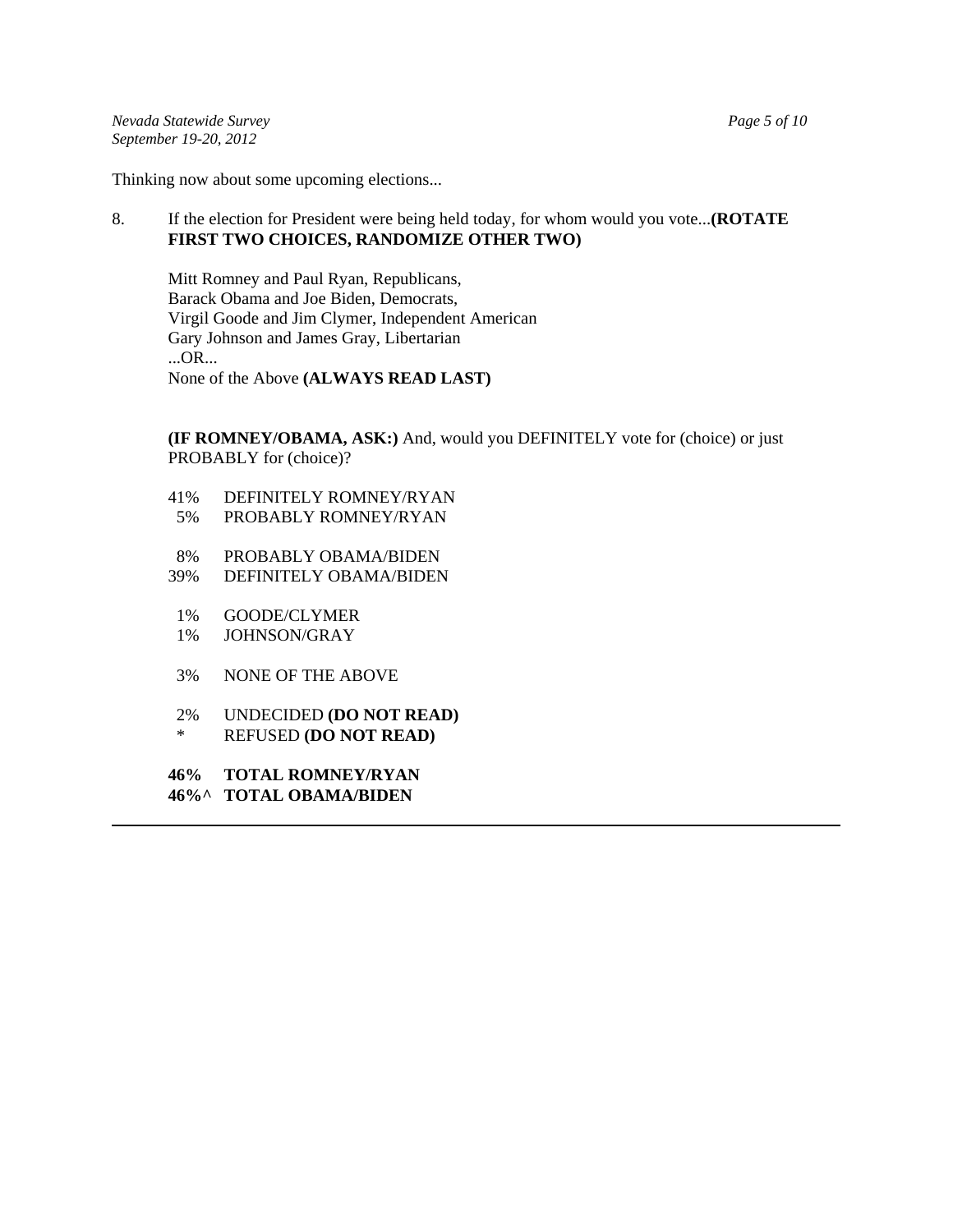Thinking now about some upcoming elections...

8. If the election for President were being held today, for whom would you vote...**(ROTATE FIRST TWO CHOICES, RANDOMIZE OTHER TWO)**

   Mitt Romney and Paul Ryan, Republicans,
   Barack Obama and Joe Biden, Democrats,
   Virgil Goode and Jim Clymer, Independent American
   Gary Johnson and James Gray, Libertarian
   ...OR...
   None of the Above **(ALWAYS READ LAST)**

   **(IF ROMNEY/OBAMA, ASK:)** And, would you DEFINITELY vote for (choice) or just PROBABLY for (choice)?

   41% DEFINITELY ROMNEY/RYAN
   5% PROBABLY ROMNEY/RYAN

   8% PROBABLY OBAMA/BIDEN
   39% DEFINITELY OBAMA/BIDEN

   1% GOODE/CLYMER
   1% JOHNSON/GRAY

   3% NONE OF THE ABOVE

   2% UNDECIDED **(DO NOT READ)**
   * REFUSED **(DO NOT READ)**

   **46% TOTAL ROMNEY/RYAN**
   **46%^ TOTAL OBAMA/BIDEN**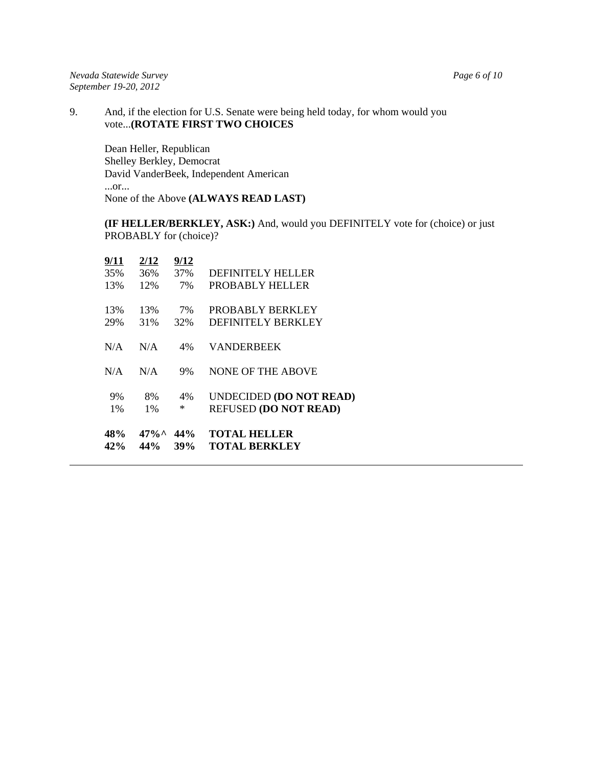9. And, if the election for U.S. Senate were being held today, for whom would you vote...**(ROTATE FIRST TWO CHOICES**

   Dean Heller, Republican
   Shelley Berkley, Democrat
   David VanderBeek, Independent American
   ...or...
   None of the Above **(ALWAYS READ LAST)**

   **(IF HELLER/BERKLEY, ASK:)** And, would you DEFINITELY vote for (choice) or just PROBABLY for (choice)?

| 9/11 | 2/12 | 9/12 | |
|---|---|---|---|
| 35% | 36% | 37% | DEFINITELY HELLER |
| 13% | 12% | 7% | PROBABLY HELLER |
| | | | |
| 13% | 13% | 7% | PROBABLY BERKLEY |
| 29% | 31% | 32% | DEFINITELY BERKLEY |
| | | | |
| N/A | N/A | 4% | VANDERBEEK |
| | | | |
| N/A | N/A | 9% | NONE OF THE ABOVE |
| | | | |
| 9% | 8% | 4% | UNDECIDED **(DO NOT READ)** |
| 1% | 1% | * | REFUSED **(DO NOT READ)** |
| | | | |
| **48%** | **47%^** | **44%** | **TOTAL HELLER** |
| **42%** | **44%** | **39%** | **TOTAL BERKLEY** |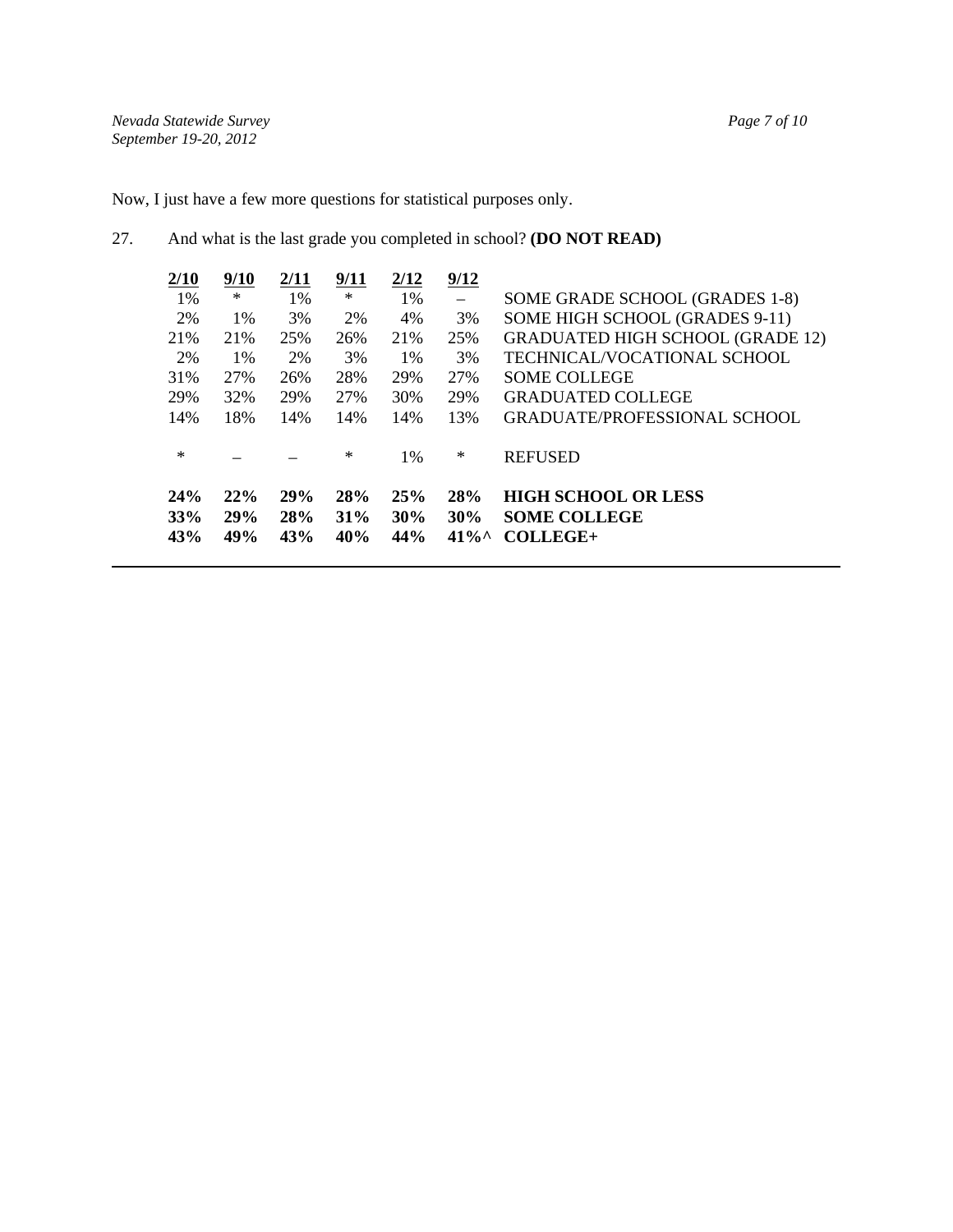Now, I just have a few more questions for statistical purposes only.

27. And what is the last grade you completed in school? **(DO NOT READ)**

| 2/10 | 9/10 | 2/11 | 9/11 | 2/12 | 9/12 | |
|---|---|---|---|---|---|---|
| 1% | * | 1% | * | 1% | – | SOME GRADE SCHOOL (GRADES 1-8) |
| 2% | 1% | 3% | 2% | 4% | 3% | SOME HIGH SCHOOL (GRADES 9-11) |
| 21% | 21% | 25% | 26% | 21% | 25% | GRADUATED HIGH SCHOOL (GRADE 12) |
| 2% | 1% | 2% | 3% | 1% | 3% | TECHNICAL/VOCATIONAL SCHOOL |
| 31% | 27% | 26% | 28% | 29% | 27% | SOME COLLEGE |
| 29% | 32% | 29% | 27% | 30% | 29% | GRADUATED COLLEGE |
| 14% | 18% | 14% | 14% | 14% | 13% | GRADUATE/PROFESSIONAL SCHOOL |
| * | – | – | * | 1% | * | REFUSED |
| **24%** | **22%** | **29%** | **28%** | **25%** | **28%** | **HIGH SCHOOL OR LESS** |
| **33%** | **29%** | **28%** | **31%** | **30%** | **30%** | **SOME COLLEGE** |
| **43%** | **49%** | **43%** | **40%** | **44%** | **41%^** | **COLLEGE+** |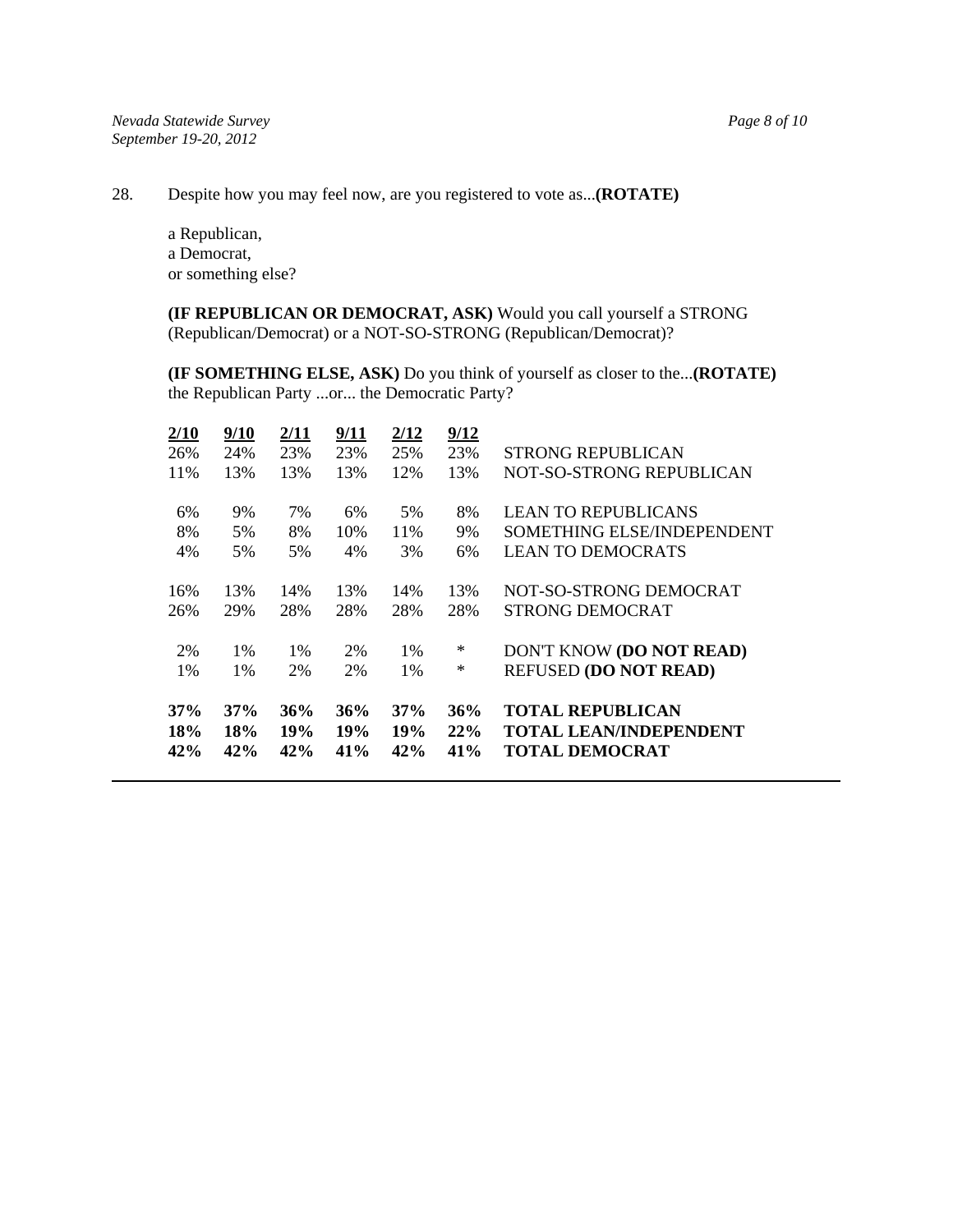28. Despite how you may feel now, are you registered to vote as...**(ROTATE)**

a Republican,
a Democrat,
or something else?

**(IF REPUBLICAN OR DEMOCRAT, ASK)** Would you call yourself a STRONG (Republican/Democrat) or a NOT-SO-STRONG (Republican/Democrat)?

**(IF SOMETHING ELSE, ASK)** Do you think of yourself as closer to the...**(ROTATE)** the Republican Party ...or... the Democratic Party?

| 2/10 | 9/10 | 2/11 | 9/11 | 2/12 | 9/12 | |
|---|---|---|---|---|---|---|
| 26% | 24% | 23% | 23% | 25% | 23% | STRONG REPUBLICAN |
| 11% | 13% | 13% | 13% | 12% | 13% | NOT-SO-STRONG REPUBLICAN |
| 6% | 9% | 7% | 6% | 5% | 8% | LEAN TO REPUBLICANS |
| 8% | 5% | 8% | 10% | 11% | 9% | SOMETHING ELSE/INDEPENDENT |
| 4% | 5% | 5% | 4% | 3% | 6% | LEAN TO DEMOCRATS |
| 16% | 13% | 14% | 13% | 14% | 13% | NOT-SO-STRONG DEMOCRAT |
| 26% | 29% | 28% | 28% | 28% | 28% | STRONG DEMOCRAT |
| 2% | 1% | 1% | 2% | 1% | * | DON'T KNOW **(DO NOT READ)** |
| 1% | 1% | 2% | 2% | 1% | * | REFUSED **(DO NOT READ)** |
| **37%** | **37%** | **36%** | **36%** | **37%** | **36%** | **TOTAL REPUBLICAN** |
| **18%** | **18%** | **19%** | **19%** | **19%** | **22%** | **TOTAL LEAN/INDEPENDENT** |
| **42%** | **42%** | **42%** | **41%** | **42%** | **41%** | **TOTAL DEMOCRAT** |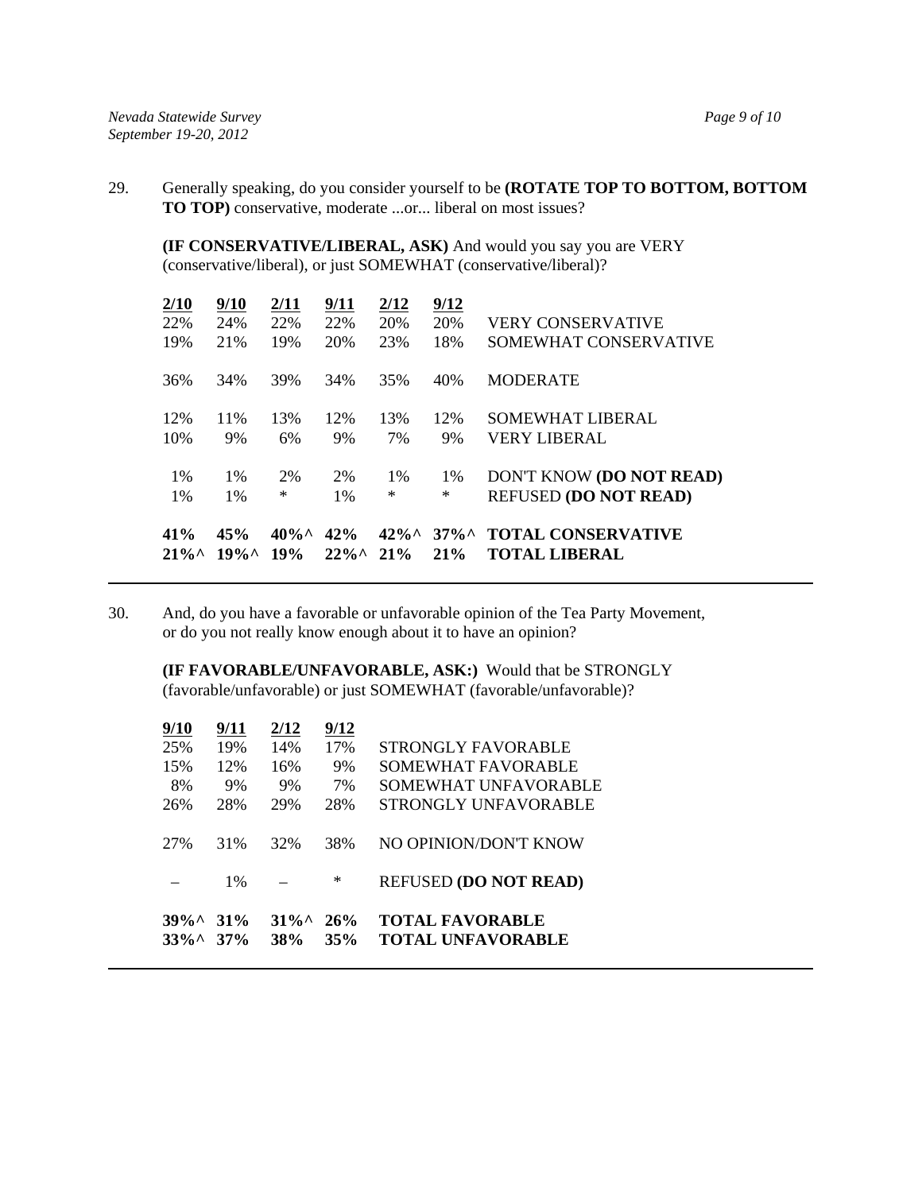29. Generally speaking, do you consider yourself to be **(ROTATE TOP TO BOTTOM, BOTTOM TO TOP)** conservative, moderate ...or... liberal on most issues?

**(IF CONSERVATIVE/LIBERAL, ASK)** And would you say you are VERY (conservative/liberal), or just SOMEWHAT (conservative/liberal)?

| 2/10 | 9/10 | 2/11 | 9/11 | 2/12 | 9/12 | |
|---|---|---|---|---|---|---|
| 22% | 24% | 22% | 22% | 20% | 20% | VERY CONSERVATIVE |
| 19% | 21% | 19% | 20% | 23% | 18% | SOMEWHAT CONSERVATIVE |
| 36% | 34% | 39% | 34% | 35% | 40% | MODERATE |
| 12% | 11% | 13% | 12% | 13% | 12% | SOMEWHAT LIBERAL |
| 10% | 9% | 6% | 9% | 7% | 9% | VERY LIBERAL |
| 1% | 1% | 2% | 2% | 1% | 1% | DON'T KNOW **(DO NOT READ)** |
| 1% | 1% | * | 1% | * | * | REFUSED **(DO NOT READ)** |
| **41%** | **45%** | **40%^** | **42%** | **42%^** | **37%^** | **TOTAL CONSERVATIVE** |
| **21%^** | **19%^** | **19%** | **22%^** | **21%** | **21%** | **TOTAL LIBERAL** |

30. And, do you have a favorable or unfavorable opinion of the Tea Party Movement, or do you not really know enough about it to have an opinion?

**(IF FAVORABLE/UNFAVORABLE, ASK:)** Would that be STRONGLY (favorable/unfavorable) or just SOMEWHAT (favorable/unfavorable)?

| 9/10 | 9/11 | 2/12 | 9/12 | |
|---|---|---|---|---|
| 25% | 19% | 14% | 17% | STRONGLY FAVORABLE |
| 15% | 12% | 16% | 9% | SOMEWHAT FAVORABLE |
| 8% | 9% | 9% | 7% | SOMEWHAT UNFAVORABLE |
| 26% | 28% | 29% | 28% | STRONGLY UNFAVORABLE |
| 27% | 31% | 32% | 38% | NO OPINION/DON'T KNOW |
| – | 1% | – | * | REFUSED **(DO NOT READ)** |
| **39%^** | **31%** | **31%^** | **26%** | **TOTAL FAVORABLE** |
| **33%^** | **37%** | **38%** | **35%** | **TOTAL UNFAVORABLE** |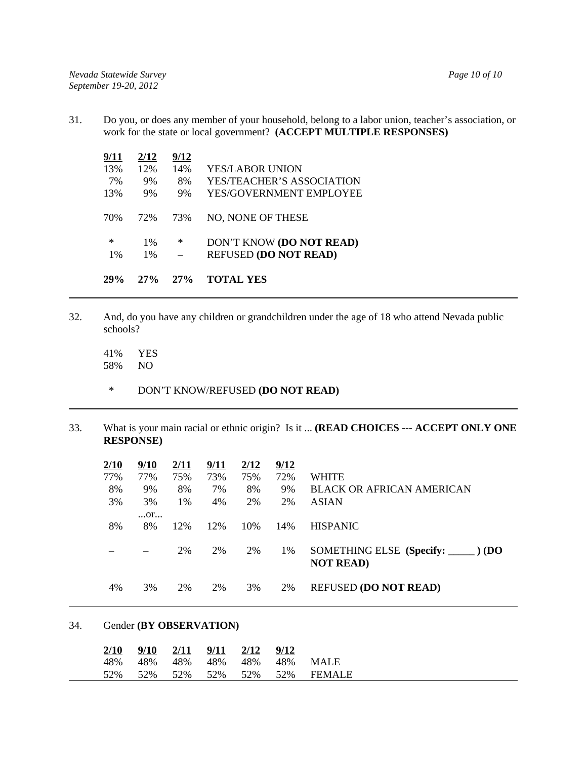31. Do you, or does any member of your household, belong to a labor union, teacher's association, or work for the state or local government? **(ACCEPT MULTIPLE RESPONSES)**

| 9/11 | 2/12 | 9/12 | |
|---|---|---|---|
| 13% | 12% | 14% | YES/LABOR UNION |
| 7% | 9% | 8% | YES/TEACHER'S ASSOCIATION |
| 13% | 9% | 9% | YES/GOVERNMENT EMPLOYEE |
| 70% | 72% | 73% | NO, NONE OF THESE |
| * | 1% | * | DON'T KNOW **(DO NOT READ)** |
| 1% | 1% | – | REFUSED **(DO NOT READ)** |
| **29%** | **27%** | **27%** | **TOTAL YES** |

32. And, do you have any children or grandchildren under the age of 18 who attend Nevada public schools?

41% YES
58% NO

\* DON'T KNOW/REFUSED **(DO NOT READ)**

33. What is your main racial or ethnic origin? Is it ... **(READ CHOICES --- ACCEPT ONLY ONE RESPONSE)**

| 2/10 | 9/10 | 2/11 | 9/11 | 2/12 | 9/12 | |
|---|---|---|---|---|---|---|
| 77% | 77% | 75% | 73% | 75% | 72% | WHITE |
| 8% | 9% | 8% | 7% | 8% | 9% | BLACK OR AFRICAN AMERICAN |
| 3% | 3% | 1% | 4% | 2% | 2% | ASIAN |
| | ...or... | | | | | |
| 8% | 8% | 12% | 12% | 10% | 14% | HISPANIC |
| – | – | 2% | 2% | 2% | 1% | SOMETHING ELSE **(Specify: _____ ) (DO NOT READ)** |
| 4% | 3% | 2% | 2% | 3% | 2% | REFUSED **(DO NOT READ)** |

34. Gender **(BY OBSERVATION)**

| 2/10 | 9/10 | 2/11 | 9/11 | 2/12 | 9/12 | |
|---|---|---|---|---|---|---|
| 48% | 48% | 48% | 48% | 48% | 48% | MALE |
| 52% | 52% | 52% | 52% | 52% | 52% | FEMALE |